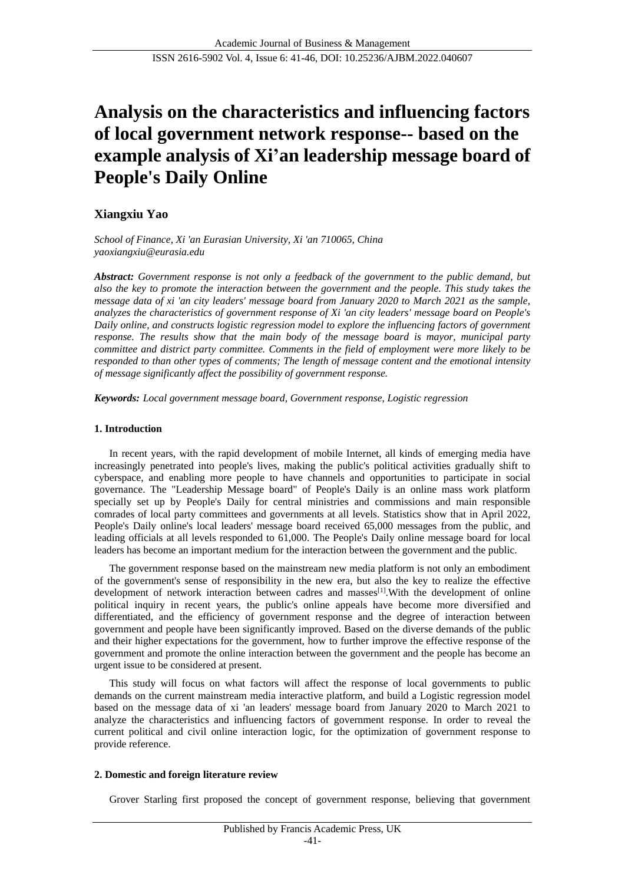# Analysis on the characteristics and influencing factors of local government network response-- based on the example analysis of Xi'an leadership message board of People's Daily Online

**Xiangxiu Yao**

*School of Finance, Xi 'an Eurasian University, Xi 'an 710065, China*
*yaoxiangxiu@eurasia.edu*

***Abstract:*** *Government response is not only a feedback of the government to the public demand, but also the key to promote the interaction between the government and the people. This study takes the message data of xi 'an city leaders' message board from January 2020 to March 2021 as the sample, analyzes the characteristics of government response of Xi 'an city leaders' message board on People's Daily online, and constructs logistic regression model to explore the influencing factors of government response. The results show that the main body of the message board is mayor, municipal party committee and district party committee. Comments in the field of employment were more likely to be responded to than other types of comments; The length of message content and the emotional intensity of message significantly affect the possibility of government response.*

***Keywords:*** *Local government message board, Government response, Logistic regression*

## 1. Introduction

In recent years, with the rapid development of mobile Internet, all kinds of emerging media have increasingly penetrated into people's lives, making the public's political activities gradually shift to cyberspace, and enabling more people to have channels and opportunities to participate in social governance. The "Leadership Message board" of People's Daily is an online mass work platform specially set up by People's Daily for central ministries and commissions and main responsible comrades of local party committees and governments at all levels. Statistics show that in April 2022, People's Daily online's local leaders' message board received 65,000 messages from the public, and leading officials at all levels responded to 61,000. The People's Daily online message board for local leaders has become an important medium for the interaction between the government and the public.

The government response based on the mainstream new media platform is not only an embodiment of the government's sense of responsibility in the new era, but also the key to realize the effective development of network interaction between cadres and masses[1].With the development of online political inquiry in recent years, the public's online appeals have become more diversified and differentiated, and the efficiency of government response and the degree of interaction between government and people have been significantly improved. Based on the diverse demands of the public and their higher expectations for the government, how to further improve the effective response of the government and promote the online interaction between the government and the people has become an urgent issue to be considered at present.

This study will focus on what factors will affect the response of local governments to public demands on the current mainstream media interactive platform, and build a Logistic regression model based on the message data of xi 'an leaders' message board from January 2020 to March 2021 to analyze the characteristics and influencing factors of government response. In order to reveal the current political and civil online interaction logic, for the optimization of government response to provide reference.

## 2. Domestic and foreign literature review

Grover Starling first proposed the concept of government response, believing that government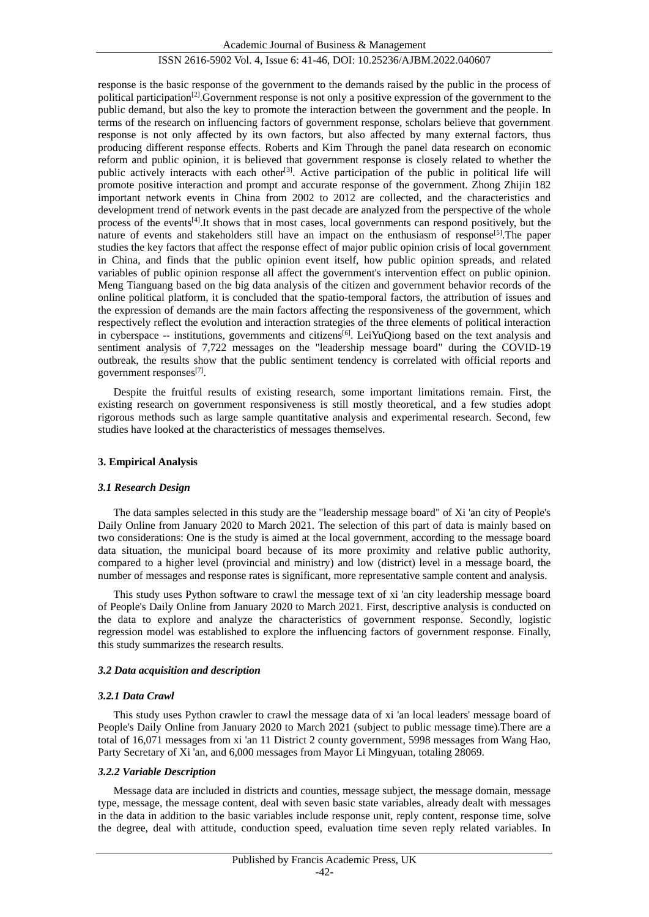response is the basic response of the government to the demands raised by the public in the process of political participation[2].Government response is not only a positive expression of the government to the public demand, but also the key to promote the interaction between the government and the people. In terms of the research on influencing factors of government response, scholars believe that government response is not only affected by its own factors, but also affected by many external factors, thus producing different response effects. Roberts and Kim Through the panel data research on economic reform and public opinion, it is believed that government response is closely related to whether the public actively interacts with each other[3]. Active participation of the public in political life will promote positive interaction and prompt and accurate response of the government. Zhong Zhijin 182 important network events in China from 2002 to 2012 are collected, and the characteristics and development trend of network events in the past decade are analyzed from the perspective of the whole process of the events[4].It shows that in most cases, local governments can respond positively, but the nature of events and stakeholders still have an impact on the enthusiasm of response[5].The paper studies the key factors that affect the response effect of major public opinion crisis of local government in China, and finds that the public opinion event itself, how public opinion spreads, and related variables of public opinion response all affect the government's intervention effect on public opinion. Meng Tianguang based on the big data analysis of the citizen and government behavior records of the online political platform, it is concluded that the spatio-temporal factors, the attribution of issues and the expression of demands are the main factors affecting the responsiveness of the government, which respectively reflect the evolution and interaction strategies of the three elements of political interaction in cyberspace -- institutions, governments and citizens[6]. LeiYuQiong based on the text analysis and sentiment analysis of 7,722 messages on the "leadership message board" during the COVID-19 outbreak, the results show that the public sentiment tendency is correlated with official reports and government responses[7].

Despite the fruitful results of existing research, some important limitations remain. First, the existing research on government responsiveness is still mostly theoretical, and a few studies adopt rigorous methods such as large sample quantitative analysis and experimental research. Second, few studies have looked at the characteristics of messages themselves.

## 3. Empirical Analysis

### *3.1 Research Design*

The data samples selected in this study are the "leadership message board" of Xi 'an city of People's Daily Online from January 2020 to March 2021. The selection of this part of data is mainly based on two considerations: One is the study is aimed at the local government, according to the message board data situation, the municipal board because of its more proximity and relative public authority, compared to a higher level (provincial and ministry) and low (district) level in a message board, the number of messages and response rates is significant, more representative sample content and analysis.

This study uses Python software to crawl the message text of xi 'an city leadership message board of People's Daily Online from January 2020 to March 2021. First, descriptive analysis is conducted on the data to explore and analyze the characteristics of government response. Secondly, logistic regression model was established to explore the influencing factors of government response. Finally, this study summarizes the research results.

### *3.2 Data acquisition and description*

#### *3.2.1 Data Crawl*

This study uses Python crawler to crawl the message data of xi 'an local leaders' message board of People's Daily Online from January 2020 to March 2021 (subject to public message time).There are a total of 16,071 messages from xi 'an 11 District 2 county government, 5998 messages from Wang Hao, Party Secretary of Xi 'an, and 6,000 messages from Mayor Li Mingyuan, totaling 28069.

#### *3.2.2 Variable Description*

Message data are included in districts and counties, message subject, the message domain, message type, message, the message content, deal with seven basic state variables, already dealt with messages in the data in addition to the basic variables include response unit, reply content, response time, solve the degree, deal with attitude, conduction speed, evaluation time seven reply related variables. In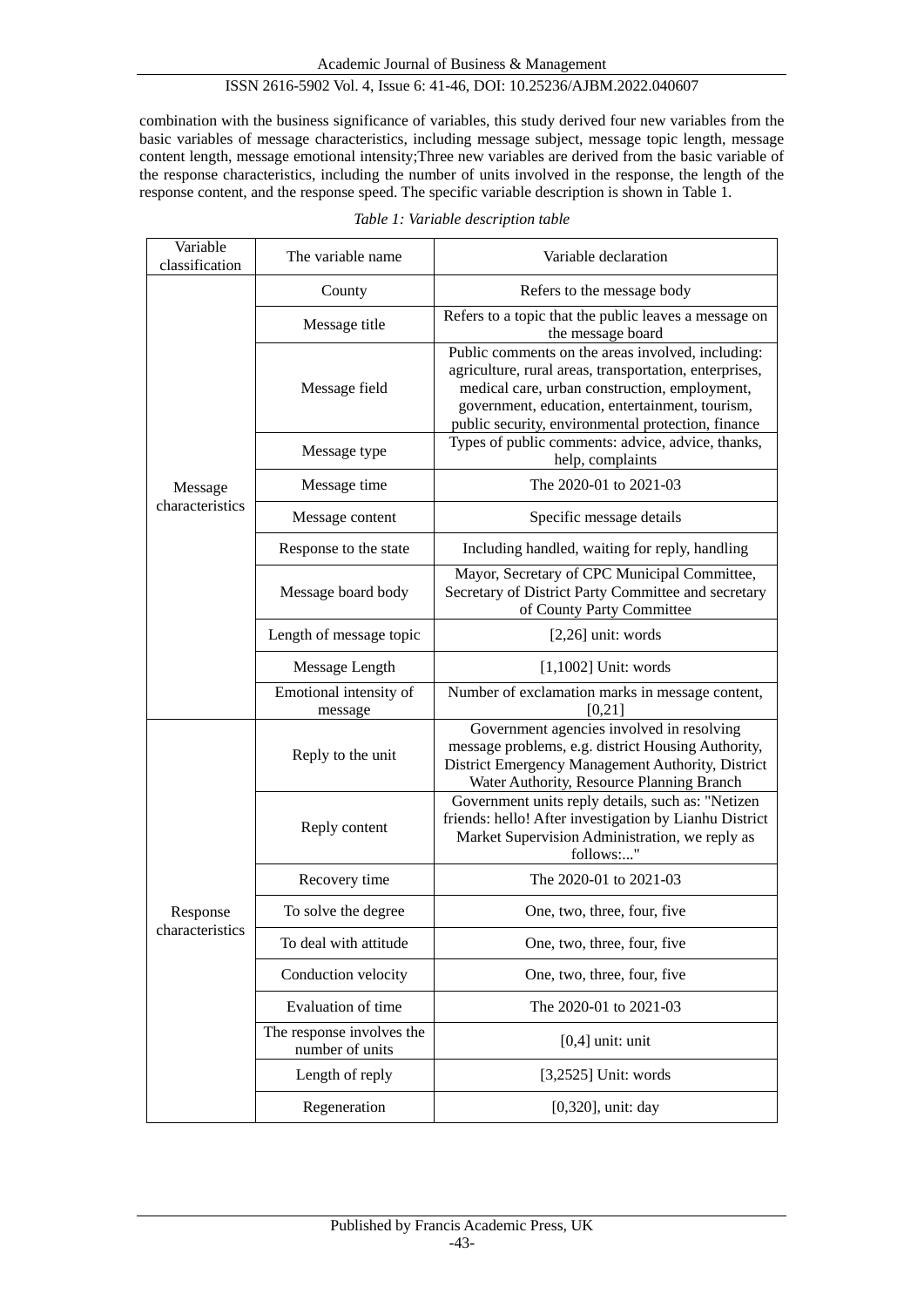combination with the business significance of variables, this study derived four new variables from the basic variables of message characteristics, including message subject, message topic length, message content length, message emotional intensity;Three new variables are derived from the basic variable of the response characteristics, including the number of units involved in the response, the length of the response content, and the response speed. The specific variable description is shown in Table 1.

*Table 1: Variable description table*

| Variable classification | The variable name | Variable declaration |
|---|---|---|
| Message characteristics | County | Refers to the message body |
| | Message title | Refers to a topic that the public leaves a message on the message board |
| | Message field | Public comments on the areas involved, including: agriculture, rural areas, transportation, enterprises, medical care, urban construction, employment, government, education, entertainment, tourism, public security, environmental protection, finance |
| | Message type | Types of public comments: advice, advice, thanks, help, complaints |
| | Message time | The 2020-01 to 2021-03 |
| | Message content | Specific message details |
| | Response to the state | Including handled, waiting for reply, handling |
| | Message board body | Mayor, Secretary of CPC Municipal Committee, Secretary of District Party Committee and secretary of County Party Committee |
| | Length of message topic | [2,26] unit: words |
| | Message Length | [1,1002] Unit: words |
| | Emotional intensity of message | Number of exclamation marks in message content, [0,21] |
| Response characteristics | Reply to the unit | Government agencies involved in resolving message problems, e.g. district Housing Authority, District Emergency Management Authority, District Water Authority, Resource Planning Branch |
| | Reply content | Government units reply details, such as: "Netizen friends: hello! After investigation by Lianhu District Market Supervision Administration, we reply as follows:..." |
| | Recovery time | The 2020-01 to 2021-03 |
| | To solve the degree | One, two, three, four, five |
| | To deal with attitude | One, two, three, four, five |
| | Conduction velocity | One, two, three, four, five |
| | Evaluation of time | The 2020-01 to 2021-03 |
| | The response involves the number of units | [0,4] unit: unit |
| | Length of reply | [3,2525] Unit: words |
| | Regeneration | [0,320], unit: day |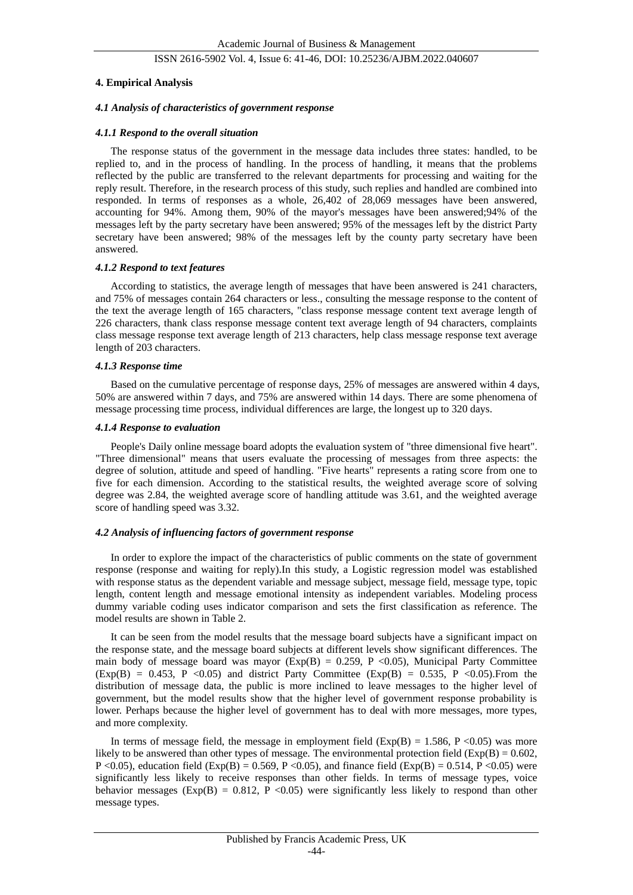## 4. Empirical Analysis

### *4.1 Analysis of characteristics of government response*

#### *4.1.1 Respond to the overall situation*

The response status of the government in the message data includes three states: handled, to be replied to, and in the process of handling. In the process of handling, it means that the problems reflected by the public are transferred to the relevant departments for processing and waiting for the reply result. Therefore, in the research process of this study, such replies and handled are combined into responded. In terms of responses as a whole, 26,402 of 28,069 messages have been answered, accounting for 94%. Among them, 90% of the mayor's messages have been answered;94% of the messages left by the party secretary have been answered; 95% of the messages left by the district Party secretary have been answered; 98% of the messages left by the county party secretary have been answered.

#### *4.1.2 Respond to text features*

According to statistics, the average length of messages that have been answered is 241 characters, and 75% of messages contain 264 characters or less., consulting the message response to the content of the text the average length of 165 characters, "class response message content text average length of 226 characters, thank class response message content text average length of 94 characters, complaints class message response text average length of 213 characters, help class message response text average length of 203 characters.

#### *4.1.3 Response time*

Based on the cumulative percentage of response days, 25% of messages are answered within 4 days, 50% are answered within 7 days, and 75% are answered within 14 days. There are some phenomena of message processing time process, individual differences are large, the longest up to 320 days.

#### *4.1.4 Response to evaluation*

People's Daily online message board adopts the evaluation system of "three dimensional five heart". "Three dimensional" means that users evaluate the processing of messages from three aspects: the degree of solution, attitude and speed of handling. "Five hearts" represents a rating score from one to five for each dimension. According to the statistical results, the weighted average score of solving degree was 2.84, the weighted average score of handling attitude was 3.61, and the weighted average score of handling speed was 3.32.

### *4.2 Analysis of influencing factors of government response*

In order to explore the impact of the characteristics of public comments on the state of government response (response and waiting for reply).In this study, a Logistic regression model was established with response status as the dependent variable and message subject, message field, message type, topic length, content length and message emotional intensity as independent variables. Modeling process dummy variable coding uses indicator comparison and sets the first classification as reference. The model results are shown in Table 2.

It can be seen from the model results that the message board subjects have a significant impact on the response state, and the message board subjects at different levels show significant differences. The main body of message board was mayor ($Exp(B) = 0.259$, $P < 0.05$), Municipal Party Committee ($Exp(B) = 0.453$, $P < 0.05$) and district Party Committee ($Exp(B) = 0.535$, $P < 0.05$).From the distribution of message data, the public is more inclined to leave messages to the higher level of government, but the model results show that the higher level of government response probability is lower. Perhaps because the higher level of government has to deal with more messages, more types, and more complexity.

In terms of message field, the message in employment field ($Exp(B) = 1.586$, $P < 0.05$) was more likely to be answered than other types of message. The environmental protection field ($Exp(B) = 0.602$, $P < 0.05$), education field ($Exp(B) = 0.569$, $P < 0.05$), and finance field ($Exp(B) = 0.514$, $P < 0.05$) were significantly less likely to receive responses than other fields. In terms of message types, voice behavior messages ($Exp(B) = 0.812$, $P < 0.05$) were significantly less likely to respond than other message types.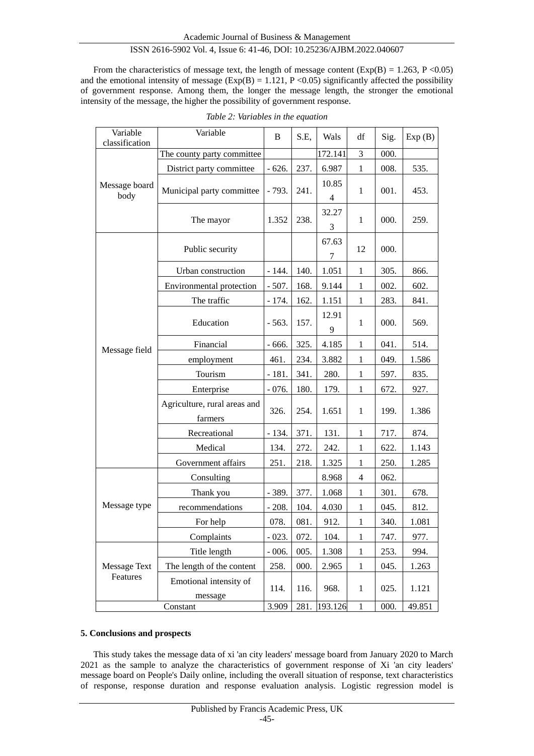From the characteristics of message text, the length of message content (Exp(B) = 1.263, $P < 0.05$) and the emotional intensity of message (Exp(B) = 1.121, $P < 0.05$) significantly affected the possibility of government response. Among them, the longer the message length, the stronger the emotional intensity of the message, the higher the possibility of government response.

*Table 2: Variables in the equation*

| Variable classification | Variable | B | S.E, | Wals | df | Sig. | Exp (B) |
|---|---|---|---|---|---|---|---|
| Message board body | The county party committee | | | 172.141 | 3 | 000. | |
| | District party committee | - 626. | 237. | 6.987 | 1 | 008. | 535. |
| | Municipal party committee | - 793. | 241. | 10.854 | 1 | 001. | 453. |
| | The mayor | 1.352 | 238. | 32.273 | 1 | 000. | 259. |
| Message field | Public security | | | 67.637 | 12 | 000. | |
| | Urban construction | - 144. | 140. | 1.051 | 1 | 305. | 866. |
| | Environmental protection | - 507. | 168. | 9.144 | 1 | 002. | 602. |
| | The traffic | - 174. | 162. | 1.151 | 1 | 283. | 841. |
| | Education | - 563. | 157. | 12.919 | 1 | 000. | 569. |
| | Financial | - 666. | 325. | 4.185 | 1 | 041. | 514. |
| | employment | 461. | 234. | 3.882 | 1 | 049. | 1.586 |
| | Tourism | - 181. | 341. | 280. | 1 | 597. | 835. |
| | Enterprise | - 076. | 180. | 179. | 1 | 672. | 927. |
| | Agriculture, rural areas and farmers | 326. | 254. | 1.651 | 1 | 199. | 1.386 |
| | Recreational | - 134. | 371. | 131. | 1 | 717. | 874. |
| | Medical | 134. | 272. | 242. | 1 | 622. | 1.143 |
| | Government affairs | 251. | 218. | 1.325 | 1 | 250. | 1.285 |
| Message type | Consulting | | | 8.968 | 4 | 062. | |
| | Thank you | - 389. | 377. | 1.068 | 1 | 301. | 678. |
| | recommendations | - 208. | 104. | 4.030 | 1 | 045. | 812. |
| | For help | 078. | 081. | 912. | 1 | 340. | 1.081 |
| | Complaints | - 023. | 072. | 104. | 1 | 747. | 977. |
| Message Text Features | Title length | - 006. | 005. | 1.308 | 1 | 253. | 994. |
| | The length of the content | 258. | 000. | 2.965 | 1 | 045. | 1.263 |
| | Emotional intensity of message | 114. | 116. | 968. | 1 | 025. | 1.121 |
| Constant | | 3.909 | 281. | 193.126 | 1 | 000. | 49.851 |

## 5. Conclusions and prospects

This study takes the message data of xi 'an city leaders' message board from January 2020 to March 2021 as the sample to analyze the characteristics of government response of Xi 'an city leaders' message board on People's Daily online, including the overall situation of response, text characteristics of response, response duration and response evaluation analysis. Logistic regression model is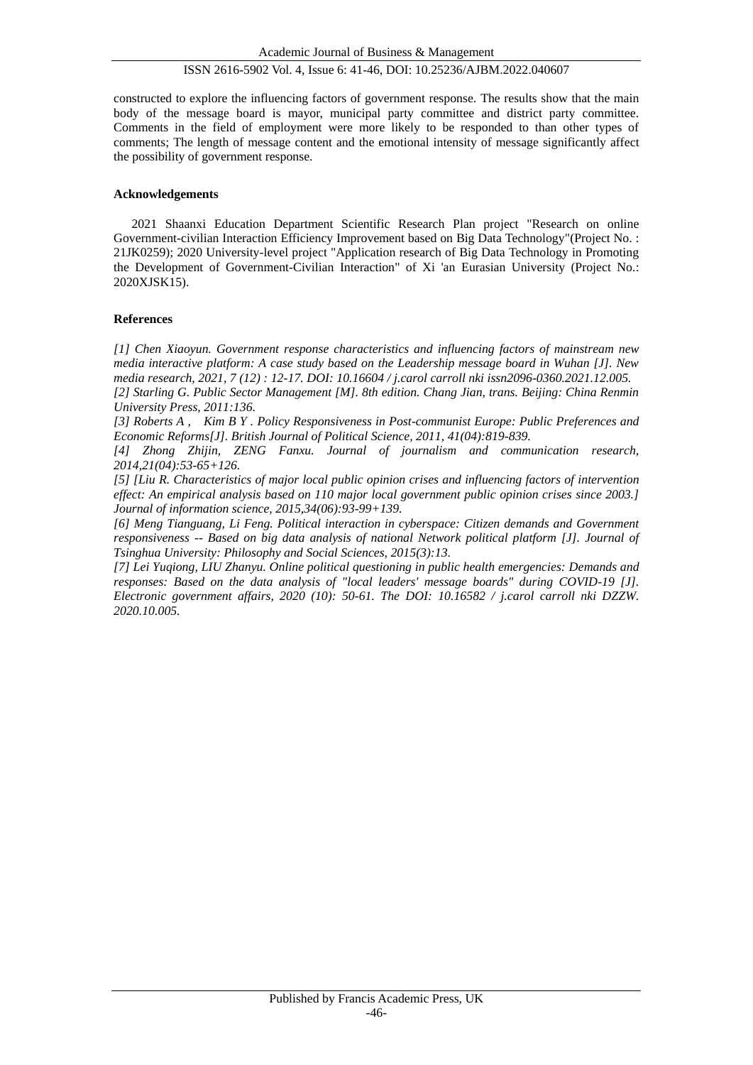constructed to explore the influencing factors of government response. The results show that the main body of the message board is mayor, municipal party committee and district party committee. Comments in the field of employment were more likely to be responded to than other types of comments; The length of message content and the emotional intensity of message significantly affect the possibility of government response.

## Acknowledgements

2021 Shaanxi Education Department Scientific Research Plan project "Research on online Government-civilian Interaction Efficiency Improvement based on Big Data Technology"(Project No. : 21JK0259); 2020 University-level project "Application research of Big Data Technology in Promoting the Development of Government-Civilian Interaction" of Xi 'an Eurasian University (Project No.: 2020XJSK15).

## References

*[1] Chen Xiaoyun. Government response characteristics and influencing factors of mainstream new media interactive platform: A case study based on the Leadership message board in Wuhan [J]. New media research, 2021, 7 (12) : 12-17. DOI: 10.16604 / j.carol carroll nki issn2096-0360.2021.12.005.*

*[2] Starling G. Public Sector Management [M]. 8th edition. Chang Jian, trans. Beijing: China Renmin University Press, 2011:136.*

*[3] Roberts A , Kim B Y . Policy Responsiveness in Post-communist Europe: Public Preferences and Economic Reforms[J]. British Journal of Political Science, 2011, 41(04):819-839.*

*[4] Zhong Zhijin, ZENG Fanxu. Journal of journalism and communication research, 2014,21(04):53-65+126.*

*[5] [Liu R. Characteristics of major local public opinion crises and influencing factors of intervention effect: An empirical analysis based on 110 major local government public opinion crises since 2003.] Journal of information science, 2015,34(06):93-99+139.*

*[6] Meng Tianguang, Li Feng. Political interaction in cyberspace: Citizen demands and Government responsiveness -- Based on big data analysis of national Network political platform [J]. Journal of Tsinghua University: Philosophy and Social Sciences, 2015(3):13.*

*[7] Lei Yuqiong, LIU Zhanyu. Online political questioning in public health emergencies: Demands and responses: Based on the data analysis of "local leaders' message boards" during COVID-19 [J]. Electronic government affairs, 2020 (10): 50-61. The DOI: 10.16582 / j.carol carroll nki DZZW. 2020.10.005.*